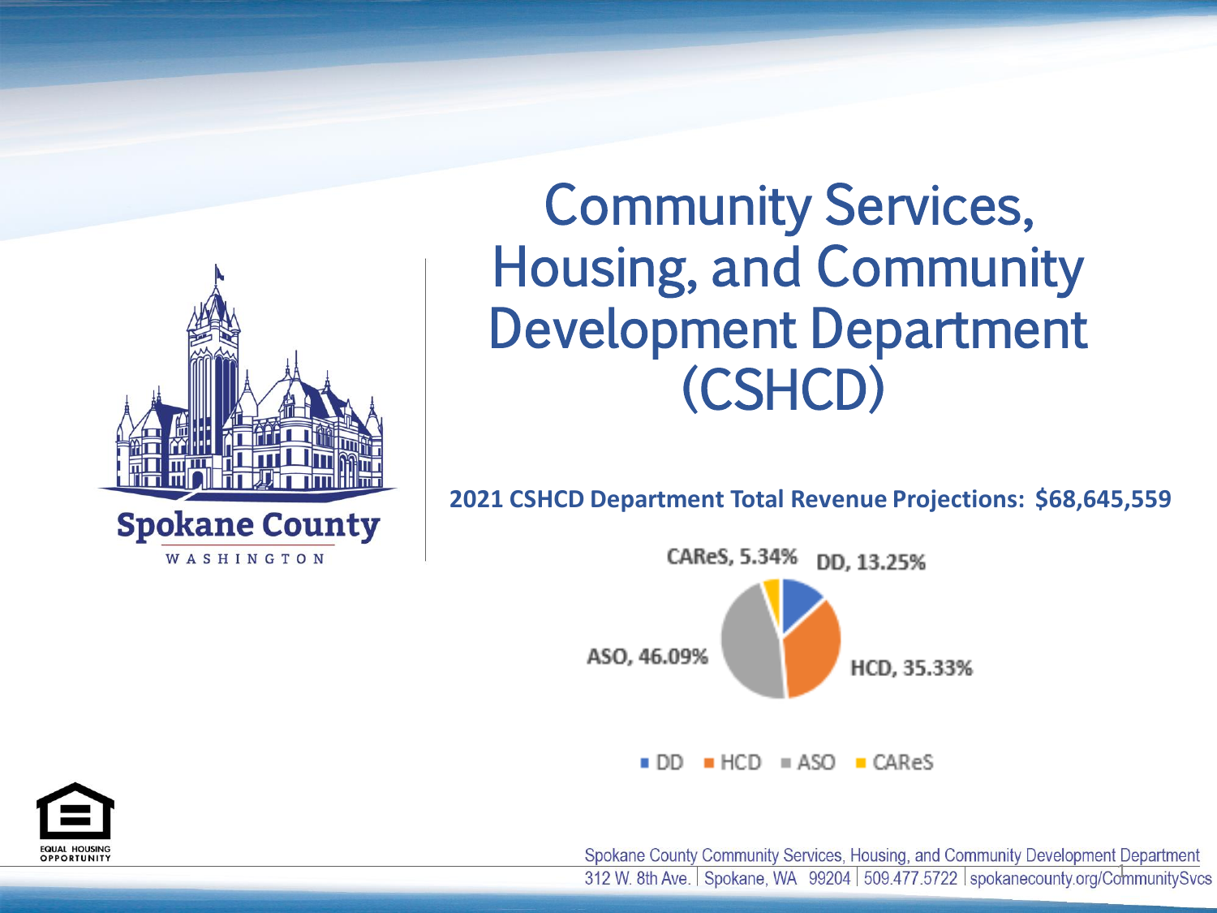# Community Services, Housing, and Community Development Department (CSHCD)

**2021 CSHCD Department Total Revenue Projections: $68,645,559**

| Division | Share |
| --- | --- |
| DD | 13.25% |
| HCD | 35.33% |
| ASO | 46.09% |
| CAReS | 5.34% |

Spokane County Community Services, Housing, and Community Development Department
312 W. 8th Ave. | Spokane, WA 99204 | 509.477.5722 | spokanecounty.org/CommunitySvcs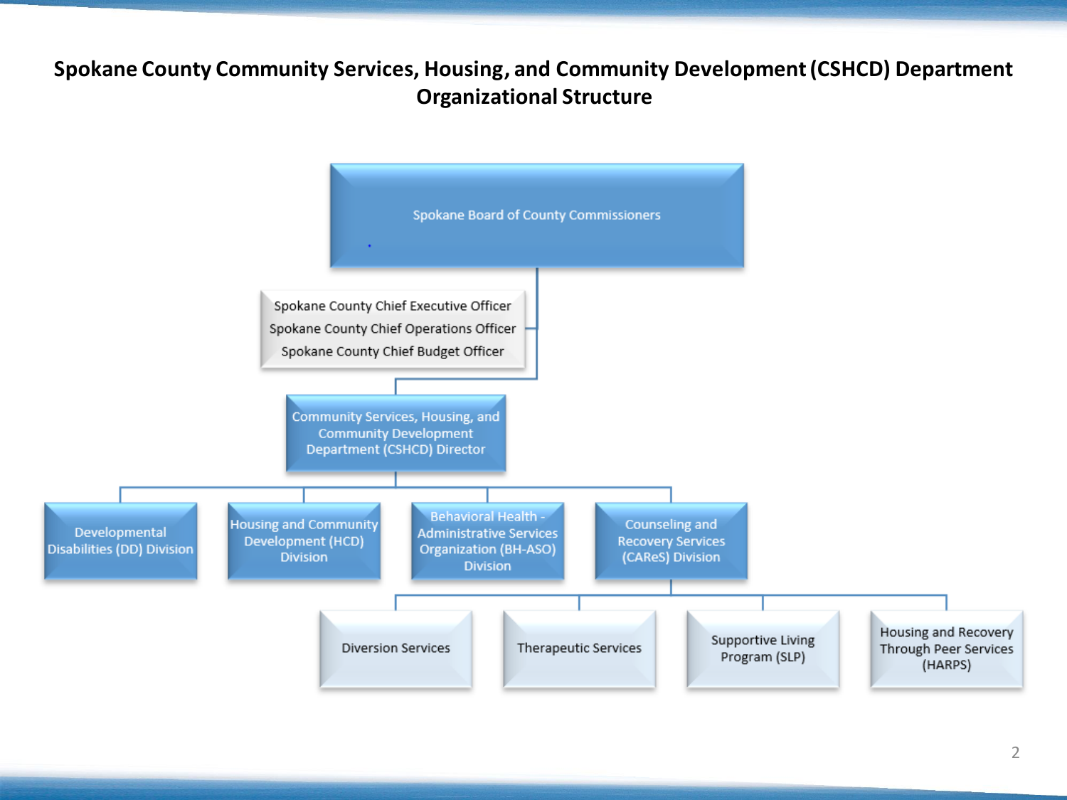# Spokane County Community Services, Housing, and Community Development (CSHCD) Department Organizational Structure

- Spokane Board of County Commissioners
  - Spokane County Chief Executive Officer
  - Spokane County Chief Operations Officer
  - Spokane County Chief Budget Officer
    - Community Services, Housing, and Community Development Department (CSHCD) Director
      - Developmental Disabilities (DD) Division
      - Housing and Community Development (HCD) Division
      - Behavioral Health - Administrative Services Organization (BH-ASO) Division
      - Counseling and Recovery Services (CAReS) Division
        - Diversion Services
        - Therapeutic Services
        - Supportive Living Program (SLP)
        - Housing and Recovery Through Peer Services (HARPS)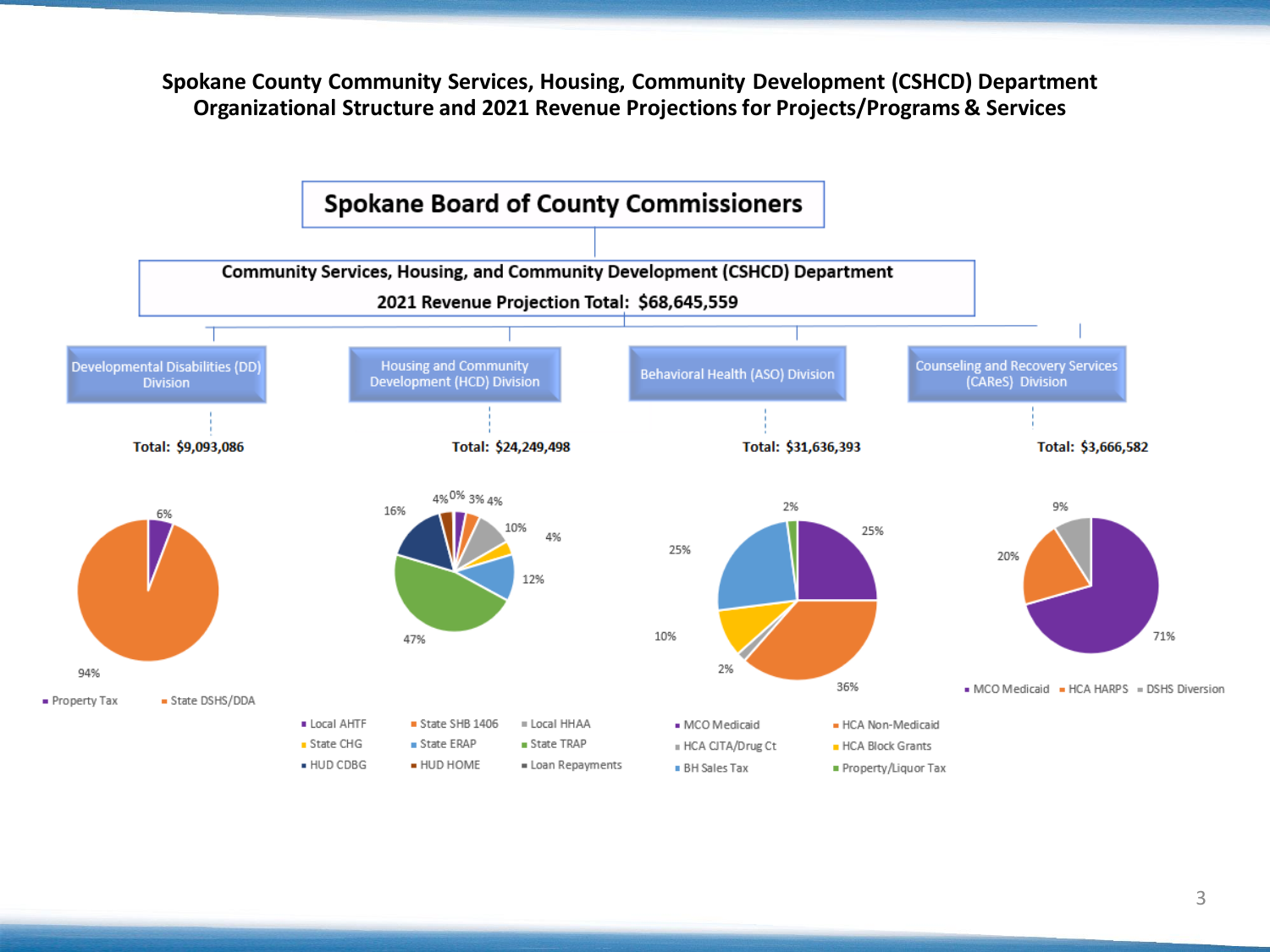# Spokane County Community Services, Housing, Community Development (CSHCD) Department
## Organizational Structure and 2021 Revenue Projections for Projects/Programs & Services

**Spokane Board of County Commissioners**

**Community Services, Housing, and Community Development (CSHCD) Department**

**2021 Revenue Projection Total: $68,645,559**

### Developmental Disabilities (DD) Division

**Total: $9,093,086**

- 6%
- 94%

Property Tax · State DSHS/DDA

### Housing and Community Development (HCD) Division

**Total: $24,249,498**

- 16%
- 4%
- 0%
- 3%
- 4%
- 10%
- 4%
- 12%
- 47%

Local AHTF · State SHB 1406 · Local HHAA · State CHG · State ERAP · State TRAP · HUD CDBG · HUD HOME · Loan Repayments

### Behavioral Health (ASO) Division

**Total: $31,636,393**

- 2%
- 25%
- 25%
- 10%
- 2%
- 36%

MCO Medicaid · HCA Non-Medicaid · HCA CJTA/Drug Ct · HCA Block Grants · BH Sales Tax · Property/Liquor Tax

### Counseling and Recovery Services (CAReS) Division

**Total: $3,666,582**

- 9%
- 20%
- 71%

MCO Medicaid · HCA HARPS · DSHS Diversion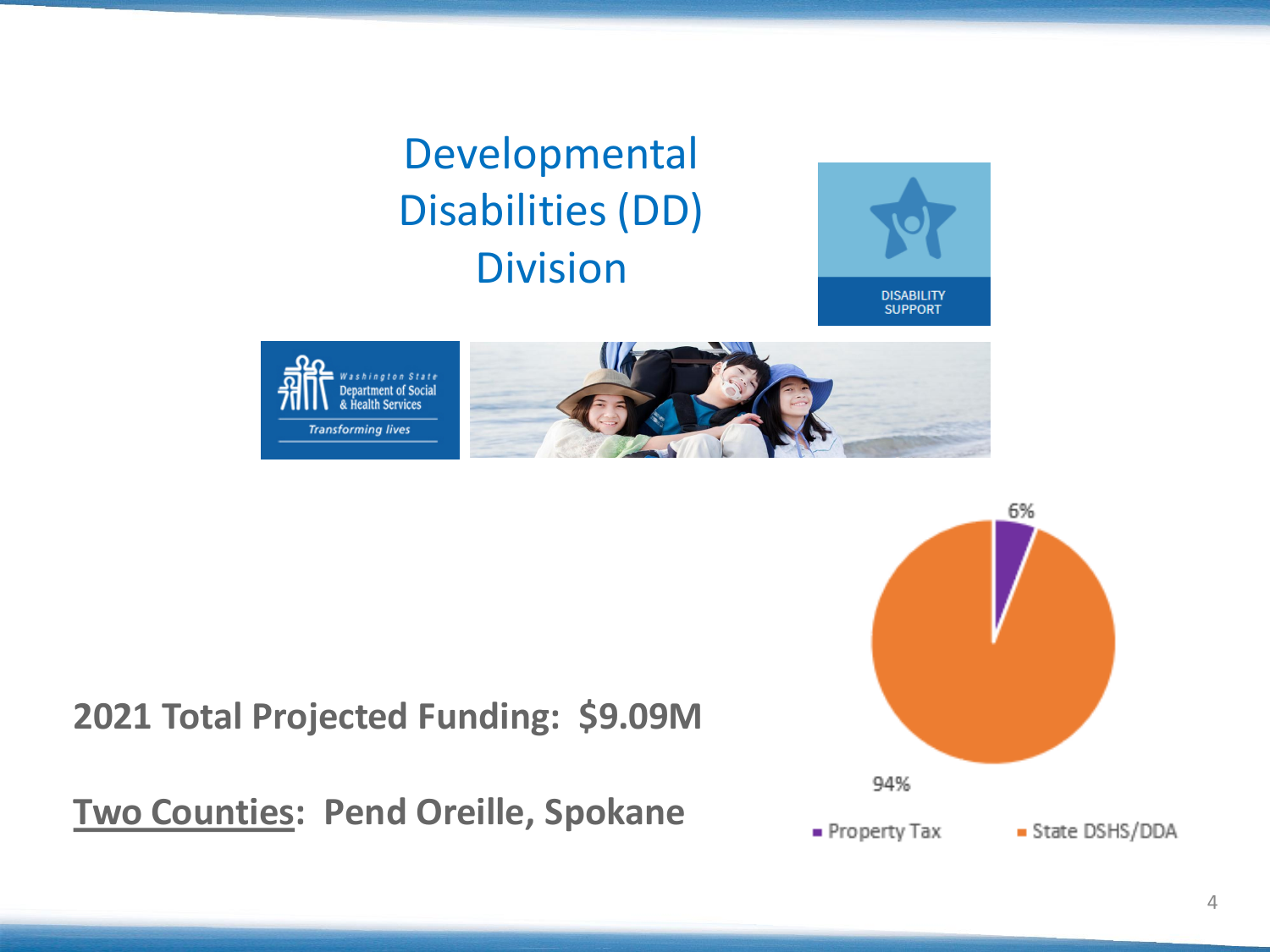# Developmental Disabilities (DD) Division

**2021 Total Projected Funding: $9.09M**

**<u>Two Counties</u>: Pend Oreille, Spokane**

| Source | Share |
|---|---|
| Property Tax | 6% |
| State DSHS/DDA | 94% |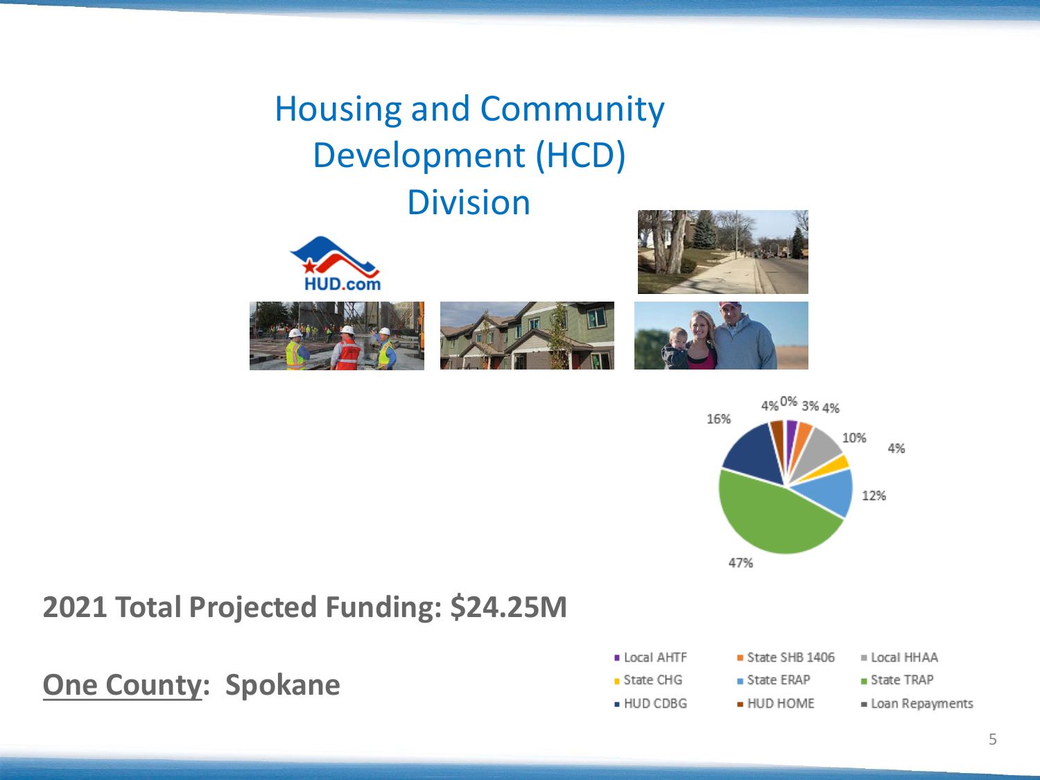# Housing and Community Development (HCD) Division

HUD.com

4% 0% 3% 4%

16%

10%

4%

12%

47%

**2021 Total Projected Funding: $24.25M**

**<u>One County</u>: Spokane**

- Local AHTF
- State SHB 1406
- Local HHAA
- State CHG
- State ERAP
- State TRAP
- HUD CDBG
- HUD HOME
- Loan Repayments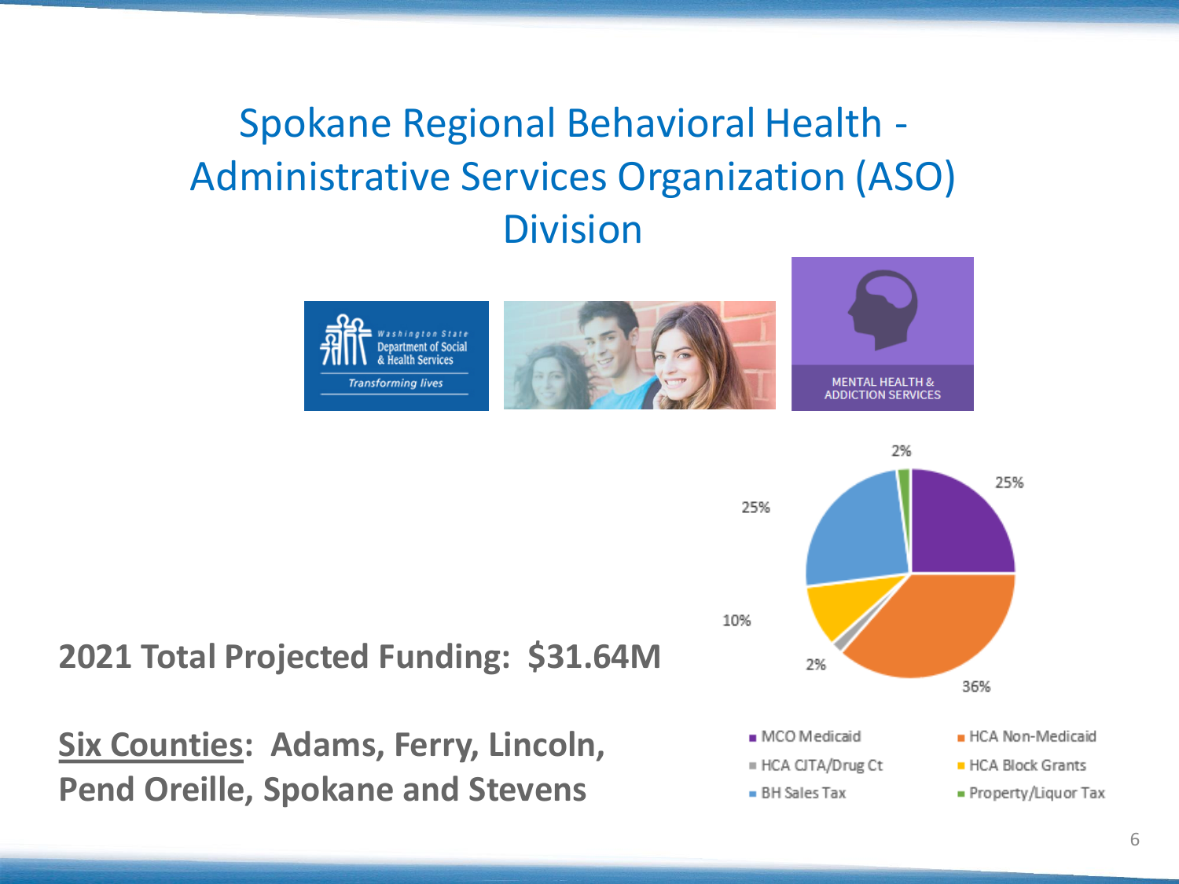# Spokane Regional Behavioral Health - Administrative Services Organization (ASO) Division

**2021 Total Projected Funding: $31.64M**

**Six Counties: Adams, Ferry, Lincoln, Pend Oreille, Spokane and Stevens**

| Funding Source | Percentage |
| --- | --- |
| MCO Medicaid | 25% |
| HCA Non-Medicaid | 36% |
| HCA CJTA/Drug Ct | 2% |
| HCA Block Grants | 10% |
| BH Sales Tax | 25% |
| Property/Liquor Tax | 2% |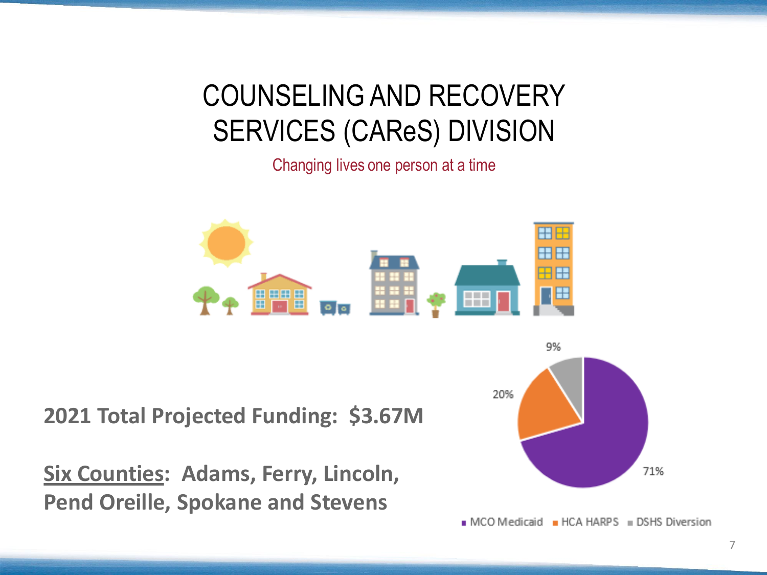# COUNSELING AND RECOVERY SERVICES (CAReS) DIVISION

Changing lives one person at a time

**2021 Total Projected Funding: $3.67M**

**<u>Six Counties</u>: Adams, Ferry, Lincoln, Pend Oreille, Spokane and Stevens**

| Funding Source | Share |
| --- | --- |
| MCO Medicaid | 71% |
| HCA HARPS | 20% |
| DSHS Diversion | 9% |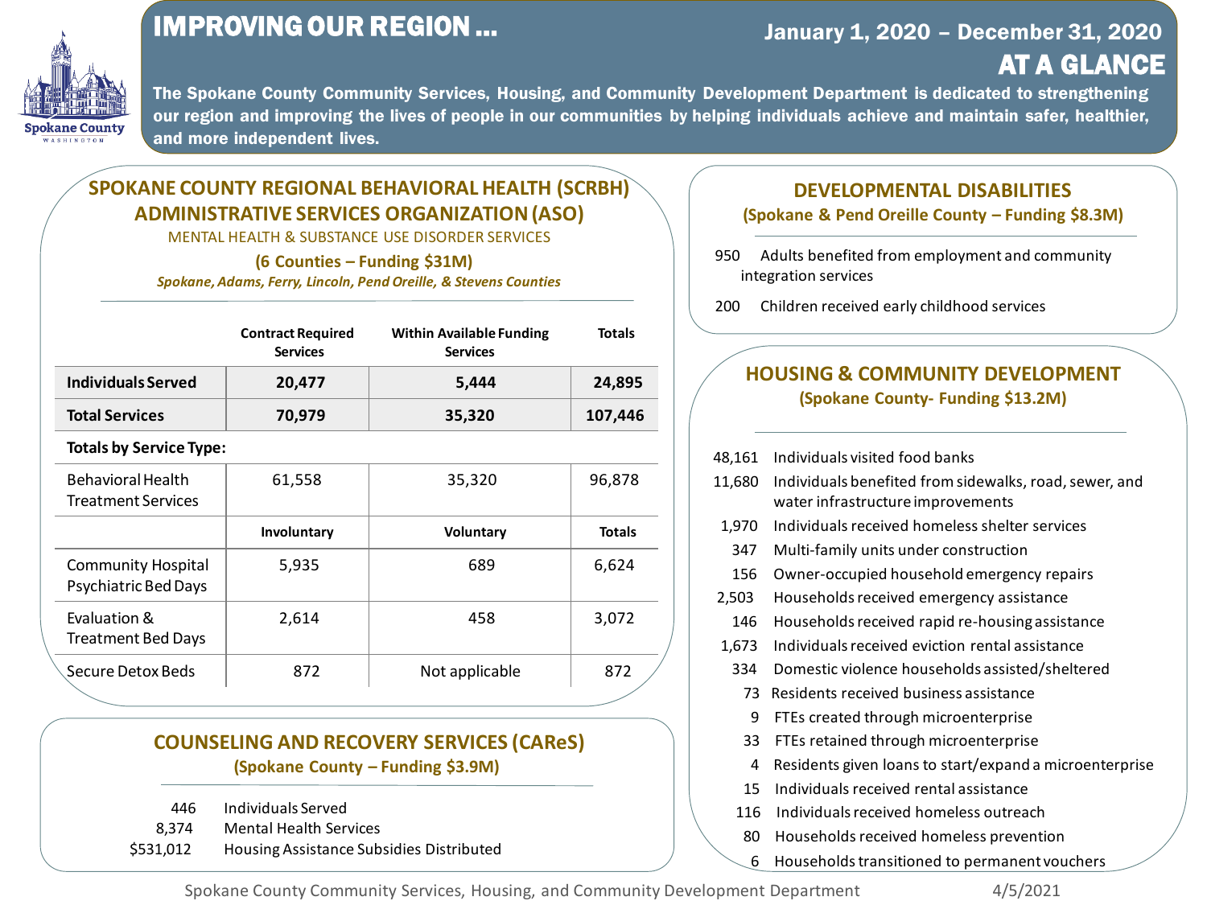# IMPROVING OUR REGION …

**January 1, 2020 – December 31, 2020**

**AT A GLANCE**

**The Spokane County Community Services, Housing, and Community Development Department is dedicated to strengthening our region and improving the lives of people in our communities by helping individuals achieve and maintain safer, healthier, and more independent lives.**

## SPOKANE COUNTY REGIONAL BEHAVIORAL HEALTH (SCRBH) ADMINISTRATIVE SERVICES ORGANIZATION (ASO)

MENTAL HEALTH & SUBSTANCE USE DISORDER SERVICES

**(6 Counties – Funding $31M)**

***Spokane, Adams, Ferry, Lincoln, Pend Oreille, & Stevens Counties***

| | Contract Required Services | Within Available Funding Services | Totals |
|---|---|---|---|
| **Individuals Served** | **20,477** | **5,444** | **24,895** |
| **Total Services** | **70,979** | **35,320** | **107,446** |
| **Totals by Service Type:** | | | |
| Behavioral Health Treatment Services | 61,558 | 35,320 | 96,878 |
| | **Involuntary** | **Voluntary** | **Totals** |
| Community Hospital Psychiatric Bed Days | 5,935 | 689 | 6,624 |
| Evaluation & Treatment Bed Days | 2,614 | 458 | 3,072 |
| Secure Detox Beds | 872 | Not applicable | 872 |

## COUNSELING AND RECOVERY SERVICES (CAReS)

**(Spokane County – Funding $3.9M)**

- 446 Individuals Served
- 8,374 Mental Health Services
- $531,012 Housing Assistance Subsidies Distributed

## DEVELOPMENTAL DISABILITIES

**(Spokane & Pend Oreille County – Funding $8.3M)**

- 950 Adults benefited from employment and community integration services
- 200 Children received early childhood services

## HOUSING & COMMUNITY DEVELOPMENT

**(Spokane County- Funding $13.2M)**

- 48,161 Individuals visited food banks
- 11,680 Individuals benefited from sidewalks, road, sewer, and water infrastructure improvements
- 1,970 Individuals received homeless shelter services
- 347 Multi-family units under construction
- 156 Owner-occupied household emergency repairs
- 2,503 Households received emergency assistance
- 146 Households received rapid re-housing assistance
- 1,673 Individuals received eviction rental assistance
- 334 Domestic violence households assisted/sheltered
- 73 Residents received business assistance
- 9 FTEs created through microenterprise
- 33 FTEs retained through microenterprise
- 4 Residents given loans to start/expand a microenterprise
- 15 Individuals received rental assistance
- 116 Individuals received homeless outreach
- 80 Households received homeless prevention
- 6 Households transitioned to permanent vouchers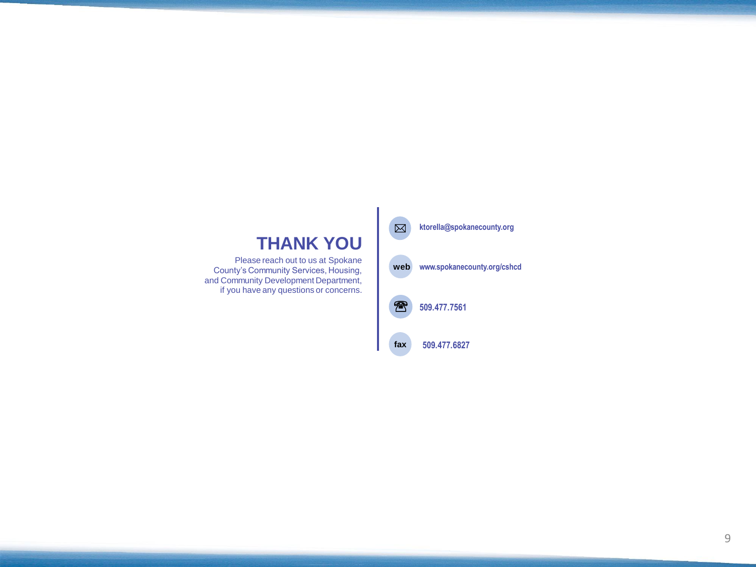# THANK YOU

Please reach out to us at Spokane County's Community Services, Housing, and Community Development Department, if you have any questions or concerns.

ktorella@spokanecounty.org

web www.spokanecounty.org/cshcd

509.477.7561

fax 509.477.6827